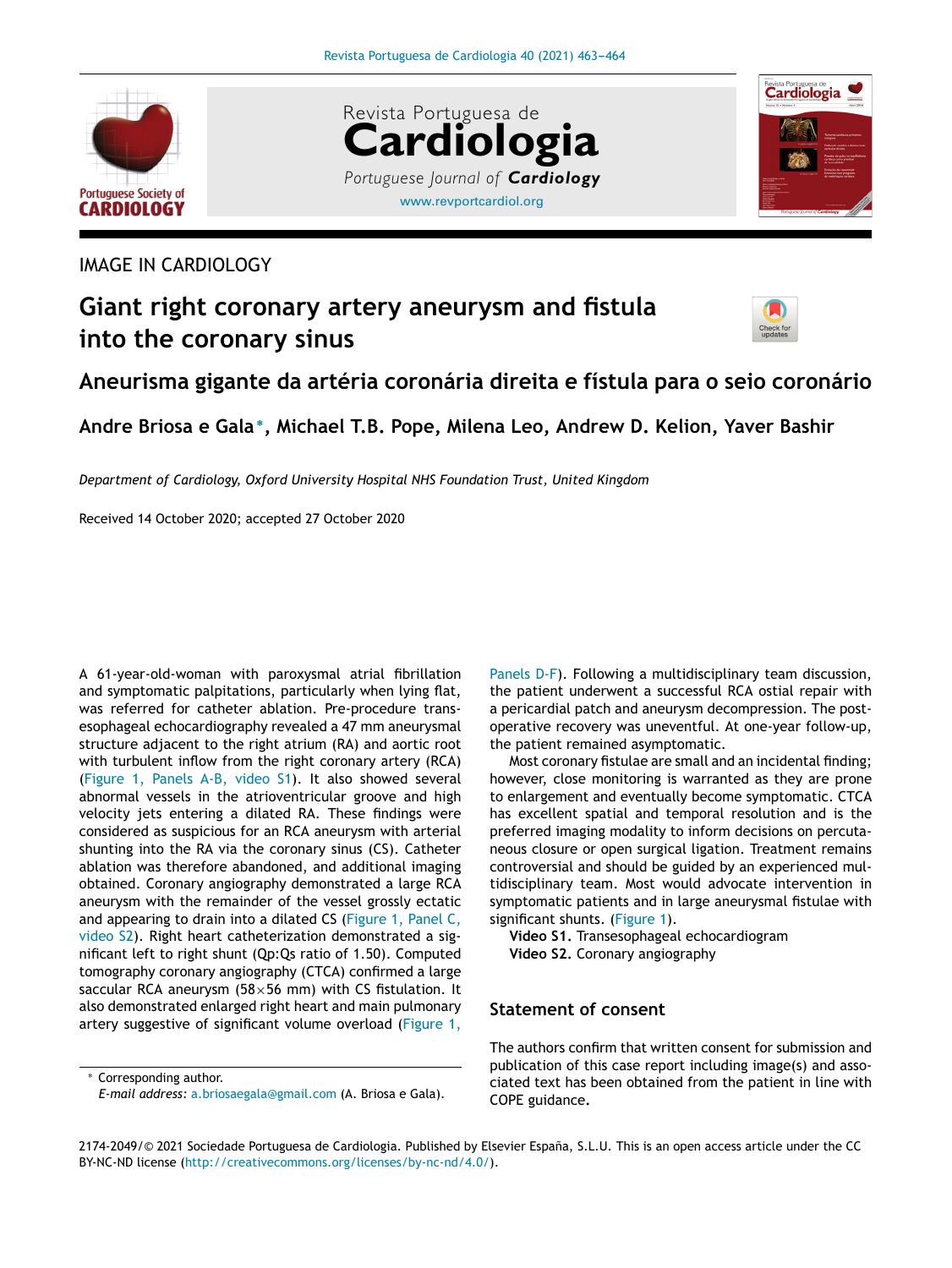IMAGE IN CARDIOLOGY

# Giant right coronary artery aneurysm and fistula into the coronary sinus

## Aneurisma gigante da artéria coronária direita e fístula para o seio coronário

**Andre Briosa e Gala*, Michael T.B. Pope, Milena Leo, Andrew D. Kelion, Yaver Bashir**

*Department of Cardiology, Oxford University Hospital NHS Foundation Trust, United Kingdom*

Received 14 October 2020; accepted 27 October 2020

A 61-year-old-woman with paroxysmal atrial fibrillation and symptomatic palpitations, particularly when lying flat, was referred for catheter ablation. Pre-procedure trans-esophageal echocardiography revealed a 47 mm aneurysmal structure adjacent to the right atrium (RA) and aortic root with turbulent inflow from the right coronary artery (RCA) (Figure 1, Panels A-B, video S1). It also showed several abnormal vessels in the atrioventricular groove and high velocity jets entering a dilated RA. These findings were considered as suspicious for an RCA aneurysm with arterial shunting into the RA via the coronary sinus (CS). Catheter ablation was therefore abandoned, and additional imaging obtained. Coronary angiography demonstrated a large RCA aneurysm with the remainder of the vessel grossly ectatic and appearing to drain into a dilated CS (Figure 1, Panel C, video S2). Right heart catheterization demonstrated a significant left to right shunt (Qp:Qs ratio of 1.50). Computed tomography coronary angiography (CTCA) confirmed a large saccular RCA aneurysm (58×56 mm) with CS fistulation. It also demonstrated enlarged right heart and main pulmonary artery suggestive of significant volume overload (Figure 1, Panels D-F). Following a multidisciplinary team discussion, the patient underwent a successful RCA ostial repair with a pericardial patch and aneurysm decompression. The post-operative recovery was uneventful. At one-year follow-up, the patient remained asymptomatic.

Most coronary fistulae are small and an incidental finding; however, close monitoring is warranted as they are prone to enlargement and eventually become symptomatic. CTCA has excellent spatial and temporal resolution and is the preferred imaging modality to inform decisions on percutaneous closure or open surgical ligation. Treatment remains controversial and should be guided by an experienced multidisciplinary team. Most would advocate intervention in symptomatic patients and in large aneurysmal fistulae with significant shunts. (Figure 1).

**Video S1.** Transesophageal echocardiogram
**Video S2.** Coronary angiography

## Statement of consent

The authors confirm that written consent for submission and publication of this case report including image(s) and associated text has been obtained from the patient in line with COPE guidance.

\* Corresponding author.
*E-mail address:* a.briosaegala@gmail.com (A. Briosa e Gala).

2174-2049/© 2021 Sociedade Portuguesa de Cardiologia. Published by Elsevier España, S.L.U. This is an open access article under the CC BY-NC-ND license (http://creativecommons.org/licenses/by-nc-nd/4.0/).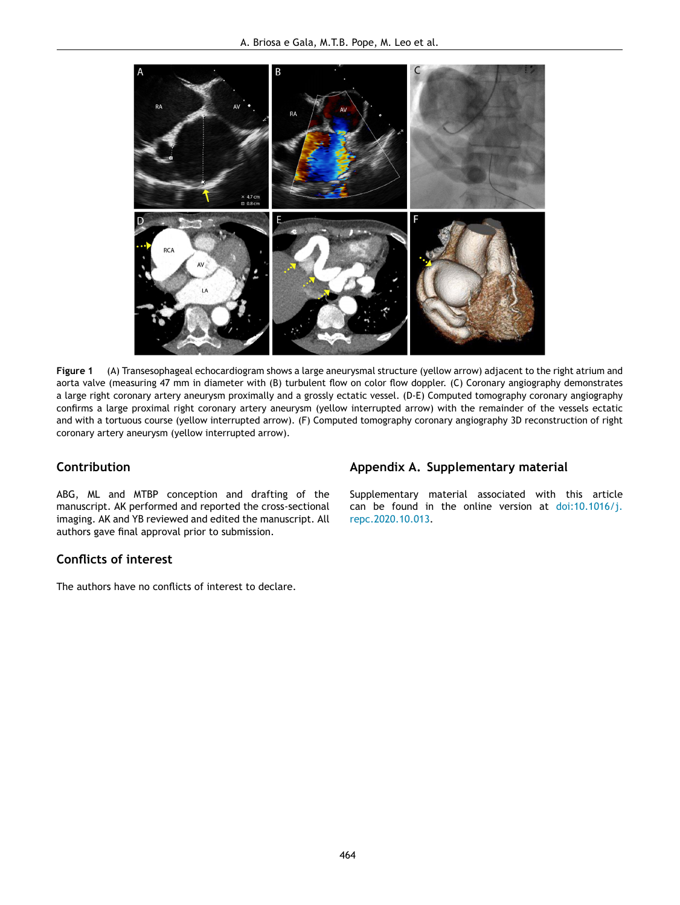**Figure 1** (A) Transesophageal echocardiogram shows a large aneurysmal structure (yellow arrow) adjacent to the right atrium and aorta valve (measuring 47 mm in diameter with (B) turbulent flow on color flow doppler. (C) Coronary angiography demonstrates a large right coronary artery aneurysm proximally and a grossly ectatic vessel. (D-E) Computed tomography coronary angiography confirms a large proximal right coronary artery aneurysm (yellow interrupted arrow) with the remainder of the vessels ectatic and with a tortuous course (yellow interrupted arrow). (F) Computed tomography coronary angiography 3D reconstruction of right coronary artery aneurysm (yellow interrupted arrow).

## Contribution

ABG, ML and MTBP conception and drafting of the manuscript. AK performed and reported the cross-sectional imaging. AK and YB reviewed and edited the manuscript. All authors gave final approval prior to submission.

## Conflicts of interest

The authors have no conflicts of interest to declare.

## Appendix A. Supplementary material

Supplementary material associated with this article can be found in the online version at doi:10.1016/j.repc.2020.10.013.